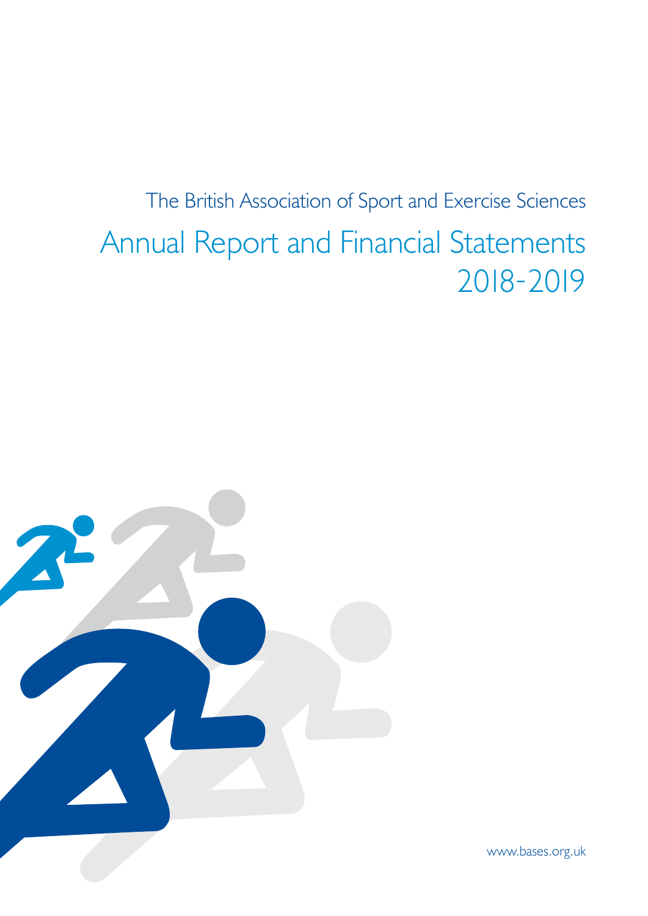The British Association of Sport and Exercise Sciences

# Annual Report and Financial Statements 2018-2019

www.bases.org.uk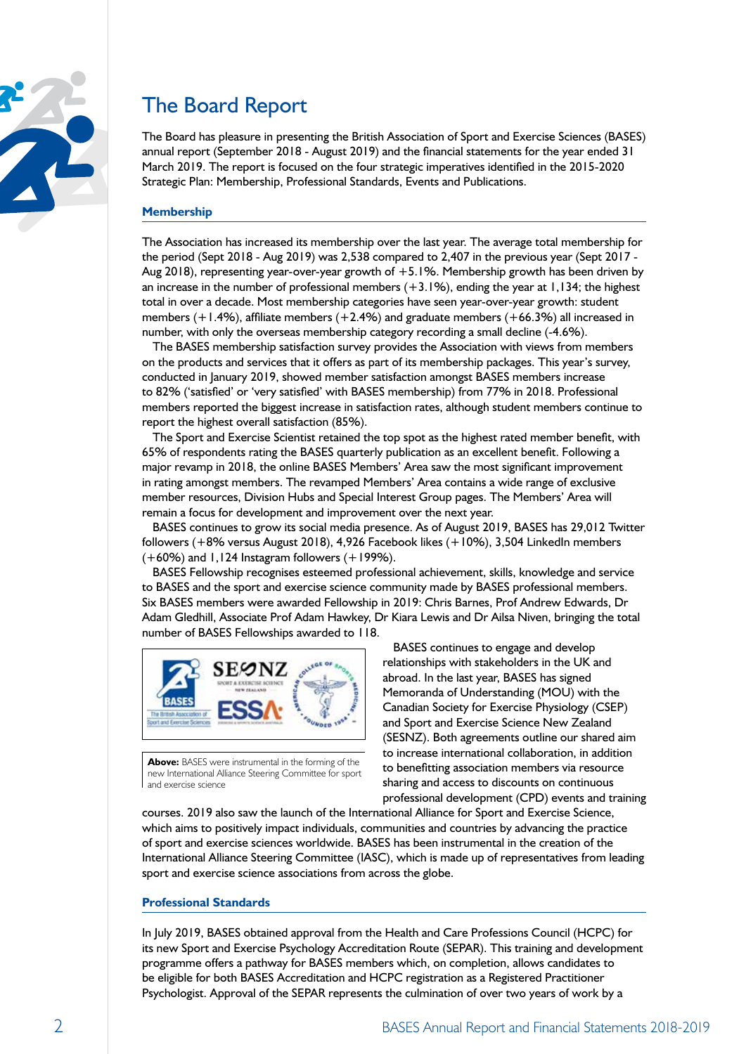# The Board Report

The Board has pleasure in presenting the British Association of Sport and Exercise Sciences (BASES) annual report (September 2018 - August 2019) and the financial statements for the year ended 31 March 2019. The report is focused on the four strategic imperatives identified in the 2015-2020 Strategic Plan: Membership, Professional Standards, Events and Publications.

## Membership

The Association has increased its membership over the last year. The average total membership for the period (Sept 2018 - Aug 2019) was 2,538 compared to 2,407 in the previous year (Sept 2017 - Aug 2018), representing year-over-year growth of +5.1%. Membership growth has been driven by an increase in the number of professional members (+3.1%), ending the year at 1,134; the highest total in over a decade. Most membership categories have seen year-over-year growth: student members (+1.4%), affiliate members (+2.4%) and graduate members (+66.3%) all increased in number, with only the overseas membership category recording a small decline (-4.6%).

The BASES membership satisfaction survey provides the Association with views from members on the products and services that it offers as part of its membership packages. This year's survey, conducted in January 2019, showed member satisfaction amongst BASES members increase to 82% ('satisfied' or 'very satisfied' with BASES membership) from 77% in 2018. Professional members reported the biggest increase in satisfaction rates, although student members continue to report the highest overall satisfaction (85%).

The Sport and Exercise Scientist retained the top spot as the highest rated member benefit, with 65% of respondents rating the BASES quarterly publication as an excellent benefit. Following a major revamp in 2018, the online BASES Members' Area saw the most significant improvement in rating amongst members. The revamped Members' Area contains a wide range of exclusive member resources, Division Hubs and Special Interest Group pages. The Members' Area will remain a focus for development and improvement over the next year.

BASES continues to grow its social media presence. As of August 2019, BASES has 29,012 Twitter followers (+8% versus August 2018), 4,926 Facebook likes (+10%), 3,504 LinkedIn members (+60%) and 1,124 Instagram followers (+199%).

BASES Fellowship recognises esteemed professional achievement, skills, knowledge and service to BASES and the sport and exercise science community made by BASES professional members. Six BASES members were awarded Fellowship in 2019: Chris Barnes, Prof Andrew Edwards, Dr Adam Gledhill, Associate Prof Adam Hawkey, Dr Kiara Lewis and Dr Ailsa Niven, bringing the total number of BASES Fellowships awarded to 118.

**Above:** BASES were instrumental in the forming of the new International Alliance Steering Committee for sport and exercise science

BASES continues to engage and develop relationships with stakeholders in the UK and abroad. In the last year, BASES has signed Memoranda of Understanding (MOU) with the Canadian Society for Exercise Physiology (CSEP) and Sport and Exercise Science New Zealand (SESNZ). Both agreements outline our shared aim to increase international collaboration, in addition to benefitting association members via resource sharing and access to discounts on continuous professional development (CPD) events and training courses. 2019 also saw the launch of the International Alliance for Sport and Exercise Science, which aims to positively impact individuals, communities and countries by advancing the practice of sport and exercise sciences worldwide. BASES has been instrumental in the creation of the International Alliance Steering Committee (IASC), which is made up of representatives from leading sport and exercise science associations from across the globe.

## Professional Standards

In July 2019, BASES obtained approval from the Health and Care Professions Council (HCPC) for its new Sport and Exercise Psychology Accreditation Route (SEPAR). This training and development programme offers a pathway for BASES members which, on completion, allows candidates to be eligible for both BASES Accreditation and HCPC registration as a Registered Practitioner Psychologist. Approval of the SEPAR represents the culmination of over two years of work by a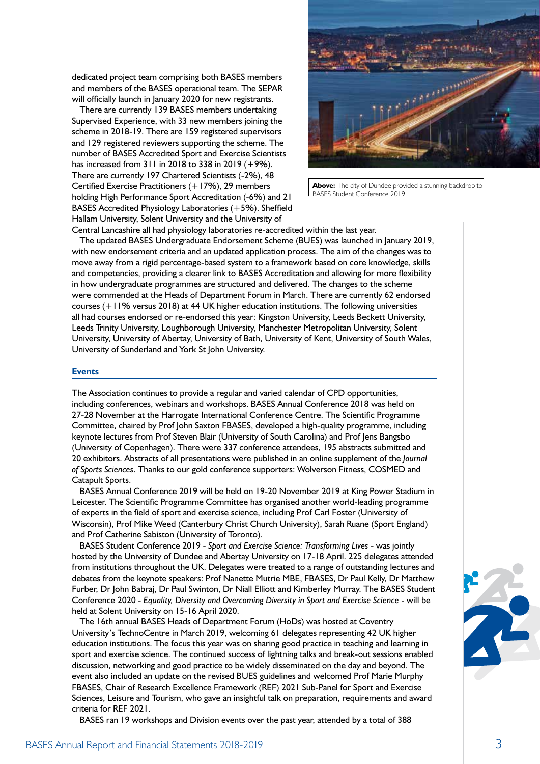dedicated project team comprising both BASES members and members of the BASES operational team. The SEPAR will officially launch in January 2020 for new registrants.

There are currently 139 BASES members undertaking Supervised Experience, with 33 new members joining the scheme in 2018-19. There are 159 registered supervisors and 129 registered reviewers supporting the scheme. The number of BASES Accredited Sport and Exercise Scientists has increased from 311 in 2018 to 338 in 2019 (+9%). There are currently 197 Chartered Scientists (-2%), 48 Certified Exercise Practitioners (+17%), 29 members holding High Performance Sport Accreditation (-6%) and 21 BASES Accredited Physiology Laboratories (+5%). Sheffield Hallam University, Solent University and the University of Central Lancashire all had physiology laboratories re-accredited within the last year.

**Above:** The city of Dundee provided a stunning backdrop to BASES Student Conference 2019

The updated BASES Undergraduate Endorsement Scheme (BUES) was launched in January 2019, with new endorsement criteria and an updated application process. The aim of the changes was to move away from a rigid percentage-based system to a framework based on core knowledge, skills and competencies, providing a clearer link to BASES Accreditation and allowing for more flexibility in how undergraduate programmes are structured and delivered. The changes to the scheme were commended at the Heads of Department Forum in March. There are currently 62 endorsed courses (+11% versus 2018) at 44 UK higher education institutions. The following universities all had courses endorsed or re-endorsed this year: Kingston University, Leeds Beckett University, Leeds Trinity University, Loughborough University, Manchester Metropolitan University, Solent University, University of Abertay, University of Bath, University of Kent, University of South Wales, University of Sunderland and York St John University.

## Events

The Association continues to provide a regular and varied calendar of CPD opportunities, including conferences, webinars and workshops. BASES Annual Conference 2018 was held on 27-28 November at the Harrogate International Conference Centre. The Scientific Programme Committee, chaired by Prof John Saxton FBASES, developed a high-quality programme, including keynote lectures from Prof Steven Blair (University of South Carolina) and Prof Jens Bangsbo (University of Copenhagen). There were 337 conference attendees, 195 abstracts submitted and 20 exhibitors. Abstracts of all presentations were published in an online supplement of the *Journal of Sports Sciences*. Thanks to our gold conference supporters: Wolverson Fitness, COSMED and Catapult Sports.

BASES Annual Conference 2019 will be held on 19-20 November 2019 at King Power Stadium in Leicester. The Scientific Programme Committee has organised another world-leading programme of experts in the field of sport and exercise science, including Prof Carl Foster (University of Wisconsin), Prof Mike Weed (Canterbury Christ Church University), Sarah Ruane (Sport England) and Prof Catherine Sabiston (University of Toronto).

BASES Student Conference 2019 - *Sport and Exercise Science: Transforming Lives* - was jointly hosted by the University of Dundee and Abertay University on 17-18 April. 225 delegates attended from institutions throughout the UK. Delegates were treated to a range of outstanding lectures and debates from the keynote speakers: Prof Nanette Mutrie MBE, FBASES, Dr Paul Kelly, Dr Matthew Furber, Dr John Babraj, Dr Paul Swinton, Dr Niall Elliott and Kimberley Murray. The BASES Student Conference 2020 - *Equality, Diversity and Overcoming Diversity in Sport and Exercise Science* - will be held at Solent University on 15-16 April 2020.

The 16th annual BASES Heads of Department Forum (HoDs) was hosted at Coventry University's TechnoCentre in March 2019, welcoming 61 delegates representing 42 UK higher education institutions. The focus this year was on sharing good practice in teaching and learning in sport and exercise science. The continued success of lightning talks and break-out sessions enabled discussion, networking and good practice to be widely disseminated on the day and beyond. The event also included an update on the revised BUES guidelines and welcomed Prof Marie Murphy FBASES, Chair of Research Excellence Framework (REF) 2021 Sub-Panel for Sport and Exercise Sciences, Leisure and Tourism, who gave an insightful talk on preparation, requirements and award criteria for REF 2021.

BASES ran 19 workshops and Division events over the past year, attended by a total of 388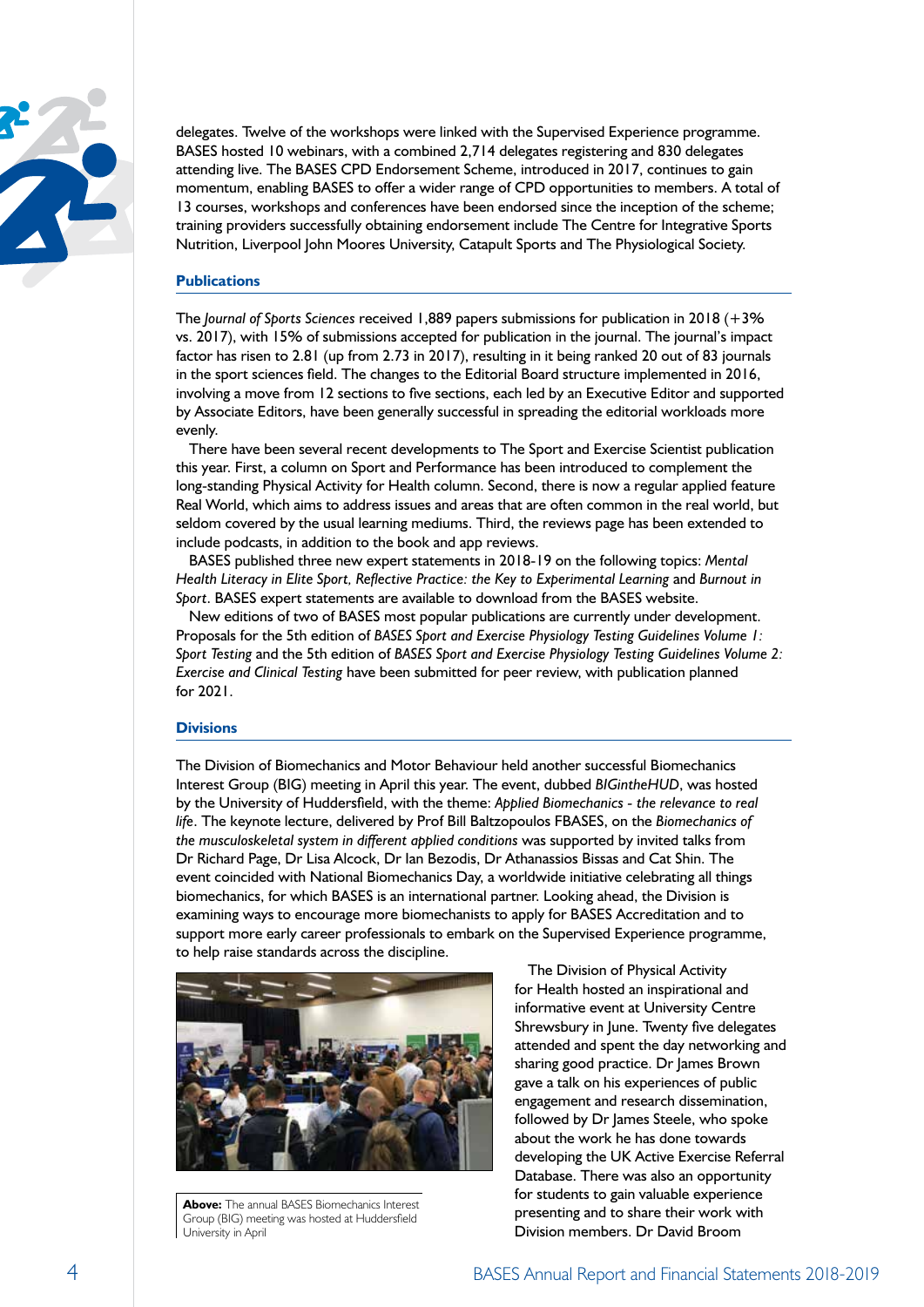delegates. Twelve of the workshops were linked with the Supervised Experience programme. BASES hosted 10 webinars, with a combined 2,714 delegates registering and 830 delegates attending live. The BASES CPD Endorsement Scheme, introduced in 2017, continues to gain momentum, enabling BASES to offer a wider range of CPD opportunities to members. A total of 13 courses, workshops and conferences have been endorsed since the inception of the scheme; training providers successfully obtaining endorsement include The Centre for Integrative Sports Nutrition, Liverpool John Moores University, Catapult Sports and The Physiological Society.

## Publications

The *Journal of Sports Sciences* received 1,889 papers submissions for publication in 2018 (+3% vs. 2017), with 15% of submissions accepted for publication in the journal. The journal's impact factor has risen to 2.81 (up from 2.73 in 2017), resulting in it being ranked 20 out of 83 journals in the sport sciences field. The changes to the Editorial Board structure implemented in 2016, involving a move from 12 sections to five sections, each led by an Executive Editor and supported by Associate Editors, have been generally successful in spreading the editorial workloads more evenly.

There have been several recent developments to The Sport and Exercise Scientist publication this year. First, a column on Sport and Performance has been introduced to complement the long-standing Physical Activity for Health column. Second, there is now a regular applied feature Real World, which aims to address issues and areas that are often common in the real world, but seldom covered by the usual learning mediums. Third, the reviews page has been extended to include podcasts, in addition to the book and app reviews.

BASES published three new expert statements in 2018-19 on the following topics: *Mental Health Literacy in Elite Sport*, *Reflective Practice: the Key to Experimental Learning* and *Burnout in Sport*. BASES expert statements are available to download from the BASES website.

New editions of two of BASES most popular publications are currently under development. Proposals for the 5th edition of *BASES Sport and Exercise Physiology Testing Guidelines Volume 1: Sport Testing* and the 5th edition of *BASES Sport and Exercise Physiology Testing Guidelines Volume 2: Exercise and Clinical Testing* have been submitted for peer review, with publication planned for 2021.

## Divisions

The Division of Biomechanics and Motor Behaviour held another successful Biomechanics Interest Group (BIG) meeting in April this year. The event, dubbed *BIGintheHUD*, was hosted by the University of Huddersfield, with the theme: *Applied Biomechanics - the relevance to real life*. The keynote lecture, delivered by Prof Bill Baltzopoulos FBASES, on the *Biomechanics of the musculoskeletal system in different applied conditions* was supported by invited talks from Dr Richard Page, Dr Lisa Alcock, Dr Ian Bezodis, Dr Athanassios Bissas and Cat Shin. The event coincided with National Biomechanics Day, a worldwide initiative celebrating all things biomechanics, for which BASES is an international partner. Looking ahead, the Division is examining ways to encourage more biomechanists to apply for BASES Accreditation and to support more early career professionals to embark on the Supervised Experience programme, to help raise standards across the discipline.

**Above:** The annual BASES Biomechanics Interest Group (BIG) meeting was hosted at Huddersfield University in April

The Division of Physical Activity for Health hosted an inspirational and informative event at University Centre Shrewsbury in June. Twenty five delegates attended and spent the day networking and sharing good practice. Dr James Brown gave a talk on his experiences of public engagement and research dissemination, followed by Dr James Steele, who spoke about the work he has done towards developing the UK Active Exercise Referral Database. There was also an opportunity for students to gain valuable experience presenting and to share their work with Division members. Dr David Broom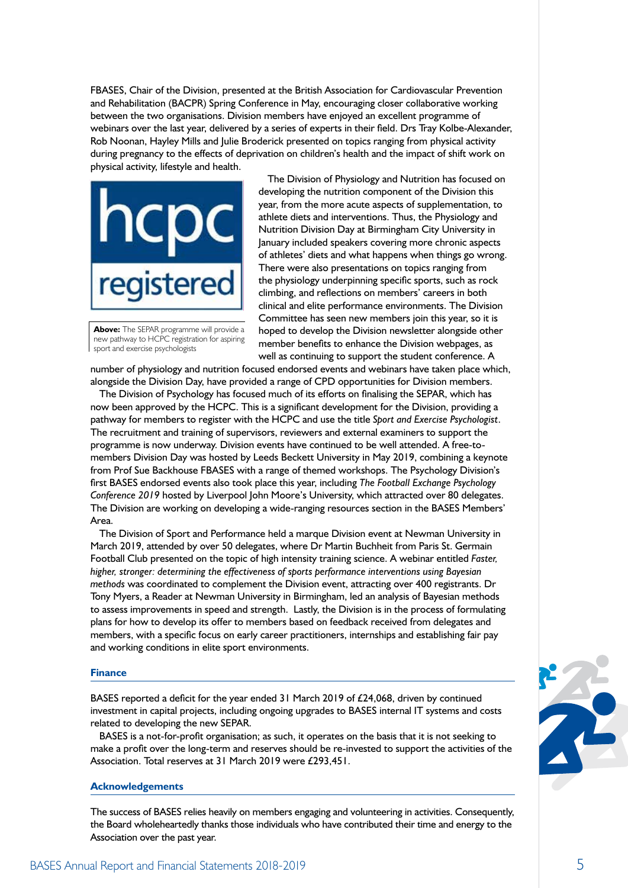FBASES, Chair of the Division, presented at the British Association for Cardiovascular Prevention and Rehabilitation (BACPR) Spring Conference in May, encouraging closer collaborative working between the two organisations. Division members have enjoyed an excellent programme of webinars over the last year, delivered by a series of experts in their field. Drs Tray Kolbe-Alexander, Rob Noonan, Hayley Mills and Julie Broderick presented on topics ranging from physical activity during pregnancy to the effects of deprivation on children's health and the impact of shift work on physical activity, lifestyle and health.

**Above:** The SEPAR programme will provide a new pathway to HCPC registration for aspiring sport and exercise psychologists

The Division of Physiology and Nutrition has focused on developing the nutrition component of the Division this year, from the more acute aspects of supplementation, to athlete diets and interventions. Thus, the Physiology and Nutrition Division Day at Birmingham City University in January included speakers covering more chronic aspects of athletes' diets and what happens when things go wrong. There were also presentations on topics ranging from the physiology underpinning specific sports, such as rock climbing, and reflections on members' careers in both clinical and elite performance environments. The Division Committee has seen new members join this year, so it is hoped to develop the Division newsletter alongside other member benefits to enhance the Division webpages, as well as continuing to support the student conference. A number of physiology and nutrition focused endorsed events and webinars have taken place which, alongside the Division Day, have provided a range of CPD opportunities for Division members.

The Division of Psychology has focused much of its efforts on finalising the SEPAR, which has now been approved by the HCPC. This is a significant development for the Division, providing a pathway for members to register with the HCPC and use the title *Sport and Exercise Psychologist*. The recruitment and training of supervisors, reviewers and external examiners to support the programme is now underway. Division events have continued to be well attended. A free-to-members Division Day was hosted by Leeds Beckett University in May 2019, combining a keynote from Prof Sue Backhouse FBASES with a range of themed workshops. The Psychology Division's first BASES endorsed events also took place this year, including *The Football Exchange Psychology Conference 2019* hosted by Liverpool John Moore's University, which attracted over 80 delegates. The Division are working on developing a wide-ranging resources section in the BASES Members' Area.

The Division of Sport and Performance held a marque Division event at Newman University in March 2019, attended by over 50 delegates, where Dr Martin Buchheit from Paris St. Germain Football Club presented on the topic of high intensity training science. A webinar entitled *Faster, higher, stronger: determining the effectiveness of sports performance interventions using Bayesian methods* was coordinated to complement the Division event, attracting over 400 registrants. Dr Tony Myers, a Reader at Newman University in Birmingham, led an analysis of Bayesian methods to assess improvements in speed and strength. Lastly, the Division is in the process of formulating plans for how to develop its offer to members based on feedback received from delegates and members, with a specific focus on early career practitioners, internships and establishing fair pay and working conditions in elite sport environments.

## Finance

BASES reported a deficit for the year ended 31 March 2019 of £24,068, driven by continued investment in capital projects, including ongoing upgrades to BASES internal IT systems and costs related to developing the new SEPAR.

BASES is a not-for-profit organisation; as such, it operates on the basis that it is not seeking to make a profit over the long-term and reserves should be re-invested to support the activities of the Association. Total reserves at 31 March 2019 were £293,451.

## Acknowledgements

The success of BASES relies heavily on members engaging and volunteering in activities. Consequently, the Board wholeheartedly thanks those individuals who have contributed their time and energy to the Association over the past year.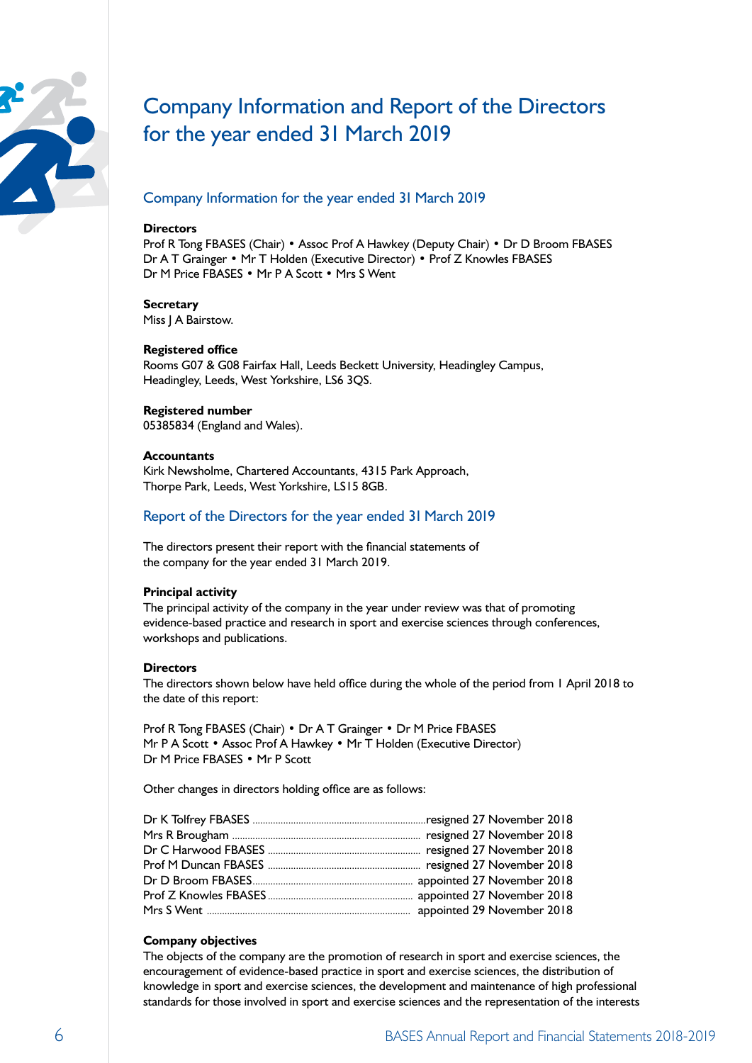# Company Information and Report of the Directors for the year ended 31 March 2019

## Company Information for the year ended 31 March 2019

**Directors**
Prof R Tong FBASES (Chair) • Assoc Prof A Hawkey (Deputy Chair) • Dr D Broom FBASES
Dr A T Grainger • Mr T Holden (Executive Director) • Prof Z Knowles FBASES
Dr M Price FBASES • Mr P A Scott • Mrs S Went

**Secretary**
Miss J A Bairstow.

**Registered office**
Rooms G07 & G08 Fairfax Hall, Leeds Beckett University, Headingley Campus,
Headingley, Leeds, West Yorkshire, LS6 3QS.

**Registered number**
05385834 (England and Wales).

**Accountants**
Kirk Newsholme, Chartered Accountants, 4315 Park Approach,
Thorpe Park, Leeds, West Yorkshire, LS15 8GB.

## Report of the Directors for the year ended 31 March 2019

The directors present their report with the financial statements of the company for the year ended 31 March 2019.

**Principal activity**
The principal activity of the company in the year under review was that of promoting evidence-based practice and research in sport and exercise sciences through conferences, workshops and publications.

**Directors**
The directors shown below have held office during the whole of the period from 1 April 2018 to the date of this report:

Prof R Tong FBASES (Chair) • Dr A T Grainger • Dr M Price FBASES
Mr P A Scott • Assoc Prof A Hawkey • Mr T Holden (Executive Director)
Dr M Price FBASES • Mr P Scott

Other changes in directors holding office are as follows:

| | |
|---|---|
| Dr K Tolfrey FBASES | resigned 27 November 2018 |
| Mrs R Brougham | resigned 27 November 2018 |
| Dr C Harwood FBASES | resigned 27 November 2018 |
| Prof M Duncan FBASES | resigned 27 November 2018 |
| Dr D Broom FBASES | appointed 27 November 2018 |
| Prof Z Knowles FBASES | appointed 27 November 2018 |
| Mrs S Went | appointed 29 November 2018 |

**Company objectives**
The objects of the company are the promotion of research in sport and exercise sciences, the encouragement of evidence-based practice in sport and exercise sciences, the distribution of knowledge in sport and exercise sciences, the development and maintenance of high professional standards for those involved in sport and exercise sciences and the representation of the interests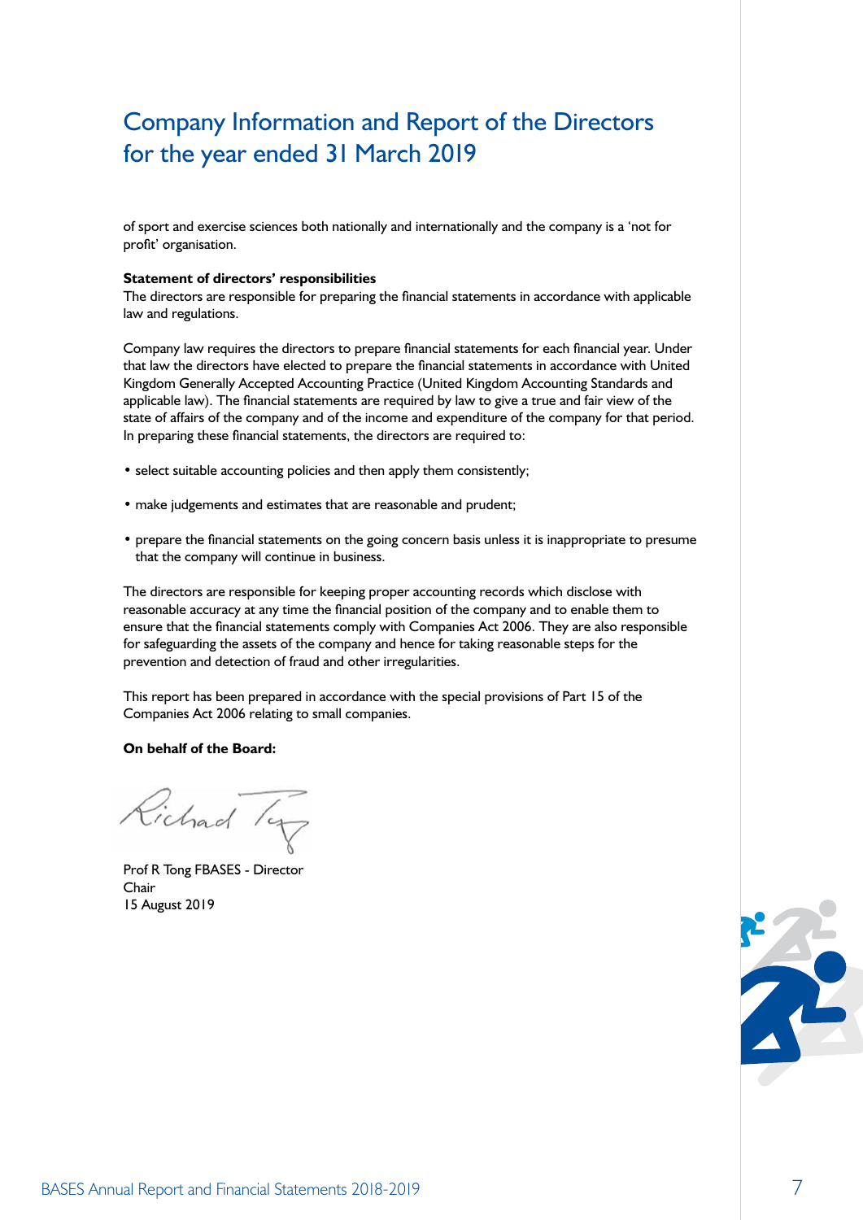# Company Information and Report of the Directors for the year ended 31 March 2019

of sport and exercise sciences both nationally and internationally and the company is a 'not for profit' organisation.

**Statement of directors' responsibilities**
The directors are responsible for preparing the financial statements in accordance with applicable law and regulations.

Company law requires the directors to prepare financial statements for each financial year. Under that law the directors have elected to prepare the financial statements in accordance with United Kingdom Generally Accepted Accounting Practice (United Kingdom Accounting Standards and applicable law). The financial statements are required by law to give a true and fair view of the state of affairs of the company and of the income and expenditure of the company for that period. In preparing these financial statements, the directors are required to:

- select suitable accounting policies and then apply them consistently;
- make judgements and estimates that are reasonable and prudent;
- prepare the financial statements on the going concern basis unless it is inappropriate to presume that the company will continue in business.

The directors are responsible for keeping proper accounting records which disclose with reasonable accuracy at any time the financial position of the company and to enable them to ensure that the financial statements comply with Companies Act 2006. They are also responsible for safeguarding the assets of the company and hence for taking reasonable steps for the prevention and detection of fraud and other irregularities.

This report has been prepared in accordance with the special provisions of Part 15 of the Companies Act 2006 relating to small companies.

**On behalf of the Board:**

Prof R Tong FBASES - Director
Chair
15 August 2019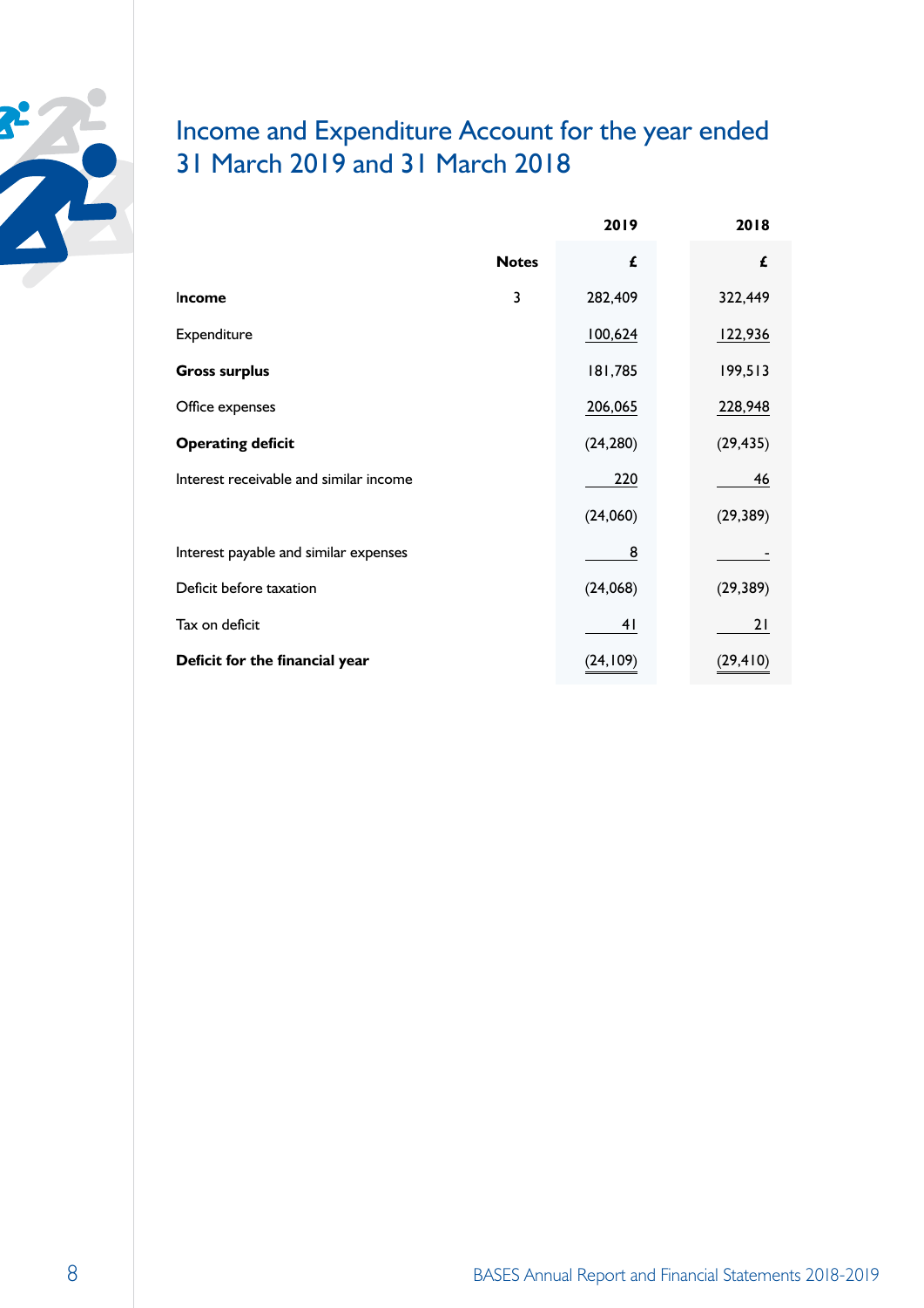# Income and Expenditure Account for the year ended 31 March 2019 and 31 March 2018

| | Notes | 2019 £ | 2018 £ |
|---|---|---|---|
| **Income** | 3 | 282,409 | 322,449 |
| Expenditure | | 100,624 | 122,936 |
| **Gross surplus** | | 181,785 | 199,513 |
| Office expenses | | 206,065 | 228,948 |
| **Operating deficit** | | (24,280) | (29,435) |
| Interest receivable and similar income | | 220 | 46 |
| | | (24,060) | (29,389) |
| Interest payable and similar expenses | | 8 | - |
| Deficit before taxation | | (24,068) | (29,389) |
| Tax on deficit | | 41 | 21 |
| **Deficit for the financial year** | | (24,109) | (29,410) |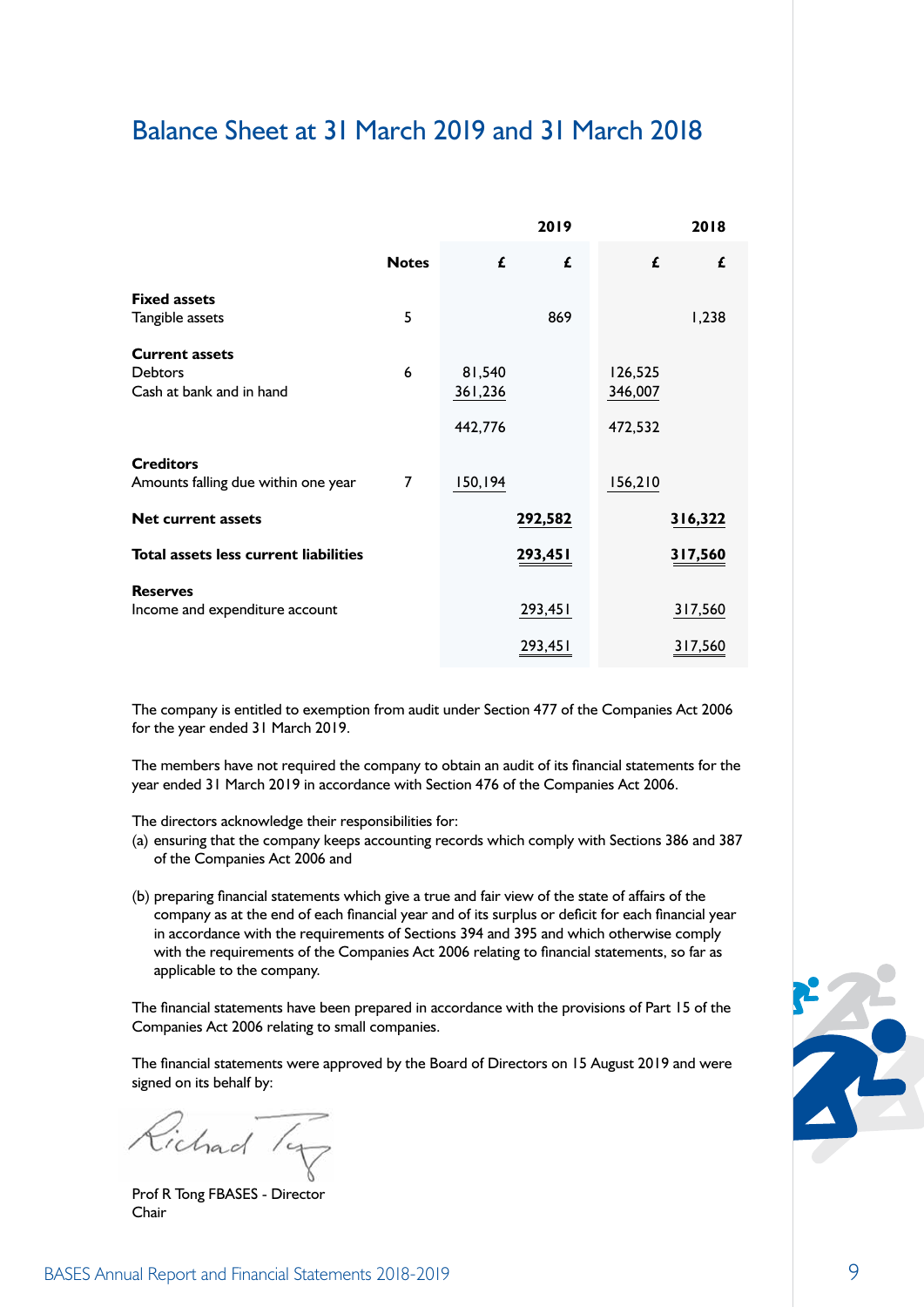# Balance Sheet at 31 March 2019 and 31 March 2018

| | Notes | 2019 £ | 2019 £ | 2018 £ | 2018 £ |
|---|---|---|---|---|---|
| **Fixed assets** | | | | | |
| Tangible assets | 5 | | 869 | | 1,238 |
| **Current assets** | | | | | |
| Debtors | 6 | 81,540 | | 126,525 | |
| Cash at bank and in hand | | 361,236 | | 346,007 | |
| | | 442,776 | | 472,532 | |
| **Creditors** | | | | | |
| Amounts falling due within one year | 7 | 150,194 | | 156,210 | |
| **Net current assets** | | | **292,582** | | **316,322** |
| **Total assets less current liabilities** | | | **293,451** | | **317,560** |
| **Reserves** | | | | | |
| Income and expenditure account | | | 293,451 | | 317,560 |
| | | | 293,451 | | 317,560 |

The company is entitled to exemption from audit under Section 477 of the Companies Act 2006 for the year ended 31 March 2019.

The members have not required the company to obtain an audit of its financial statements for the year ended 31 March 2019 in accordance with Section 476 of the Companies Act 2006.

The directors acknowledge their responsibilities for:

(a) ensuring that the company keeps accounting records which comply with Sections 386 and 387 of the Companies Act 2006 and

(b) preparing financial statements which give a true and fair view of the state of affairs of the company as at the end of each financial year and of its surplus or deficit for each financial year in accordance with the requirements of Sections 394 and 395 and which otherwise comply with the requirements of the Companies Act 2006 relating to financial statements, so far as applicable to the company.

The financial statements have been prepared in accordance with the provisions of Part 15 of the Companies Act 2006 relating to small companies.

The financial statements were approved by the Board of Directors on 15 August 2019 and were signed on its behalf by:

Richard Tong

Prof R Tong FBASES - Director
Chair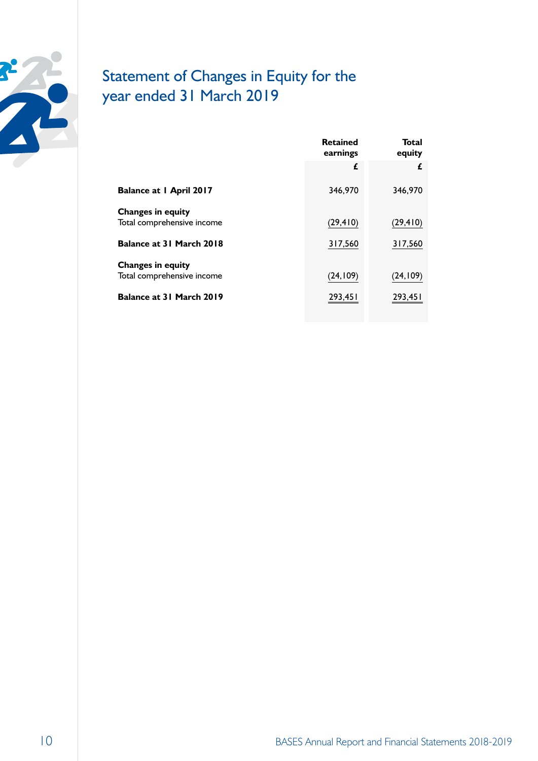# Statement of Changes in Equity for the year ended 31 March 2019

| | Retained earnings | Total equity |
|---|---|---|
| | £ | £ |
| **Balance at 1 April 2017** | 346,970 | 346,970 |
| **Changes in equity** | | |
| Total comprehensive income | (29,410) | (29,410) |
| **Balance at 31 March 2018** | 317,560 | 317,560 |
| **Changes in equity** | | |
| Total comprehensive income | (24,109) | (24,109) |
| **Balance at 31 March 2019** | 293,451 | 293,451 |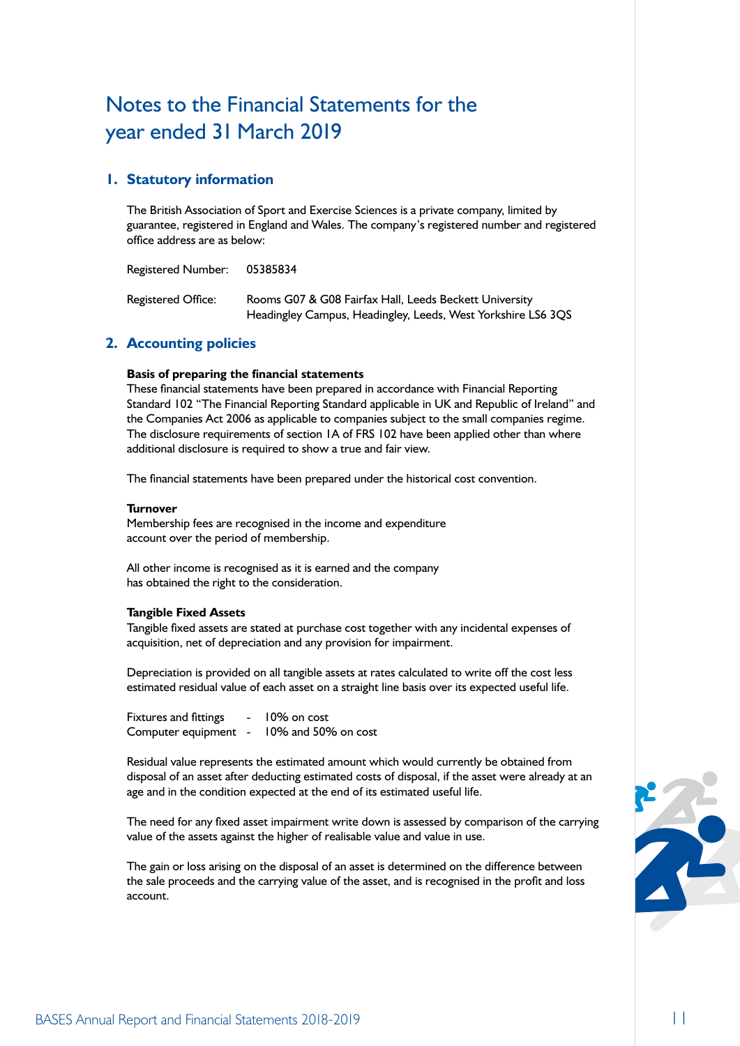# Notes to the Financial Statements for the year ended 31 March 2019

## 1. Statutory information

The British Association of Sport and Exercise Sciences is a private company, limited by guarantee, registered in England and Wales. The company's registered number and registered office address are as below:

Registered Number: 05385834

Registered Office: Rooms G07 & G08 Fairfax Hall, Leeds Beckett University
Headingley Campus, Headingley, Leeds, West Yorkshire LS6 3QS

## 2. Accounting policies

**Basis of preparing the financial statements**
These financial statements have been prepared in accordance with Financial Reporting Standard 102 "The Financial Reporting Standard applicable in UK and Republic of Ireland" and the Companies Act 2006 as applicable to companies subject to the small companies regime. The disclosure requirements of section 1A of FRS 102 have been applied other than where additional disclosure is required to show a true and fair view.

The financial statements have been prepared under the historical cost convention.

**Turnover**
Membership fees are recognised in the income and expenditure account over the period of membership.

All other income is recognised as it is earned and the company has obtained the right to the consideration.

**Tangible Fixed Assets**
Tangible fixed assets are stated at purchase cost together with any incidental expenses of acquisition, net of depreciation and any provision for impairment.

Depreciation is provided on all tangible assets at rates calculated to write off the cost less estimated residual value of each asset on a straight line basis over its expected useful life.

Fixtures and fittings - 10% on cost
Computer equipment - 10% and 50% on cost

Residual value represents the estimated amount which would currently be obtained from disposal of an asset after deducting estimated costs of disposal, if the asset were already at an age and in the condition expected at the end of its estimated useful life.

The need for any fixed asset impairment write down is assessed by comparison of the carrying value of the assets against the higher of realisable value and value in use.

The gain or loss arising on the disposal of an asset is determined on the difference between the sale proceeds and the carrying value of the asset, and is recognised in the profit and loss account.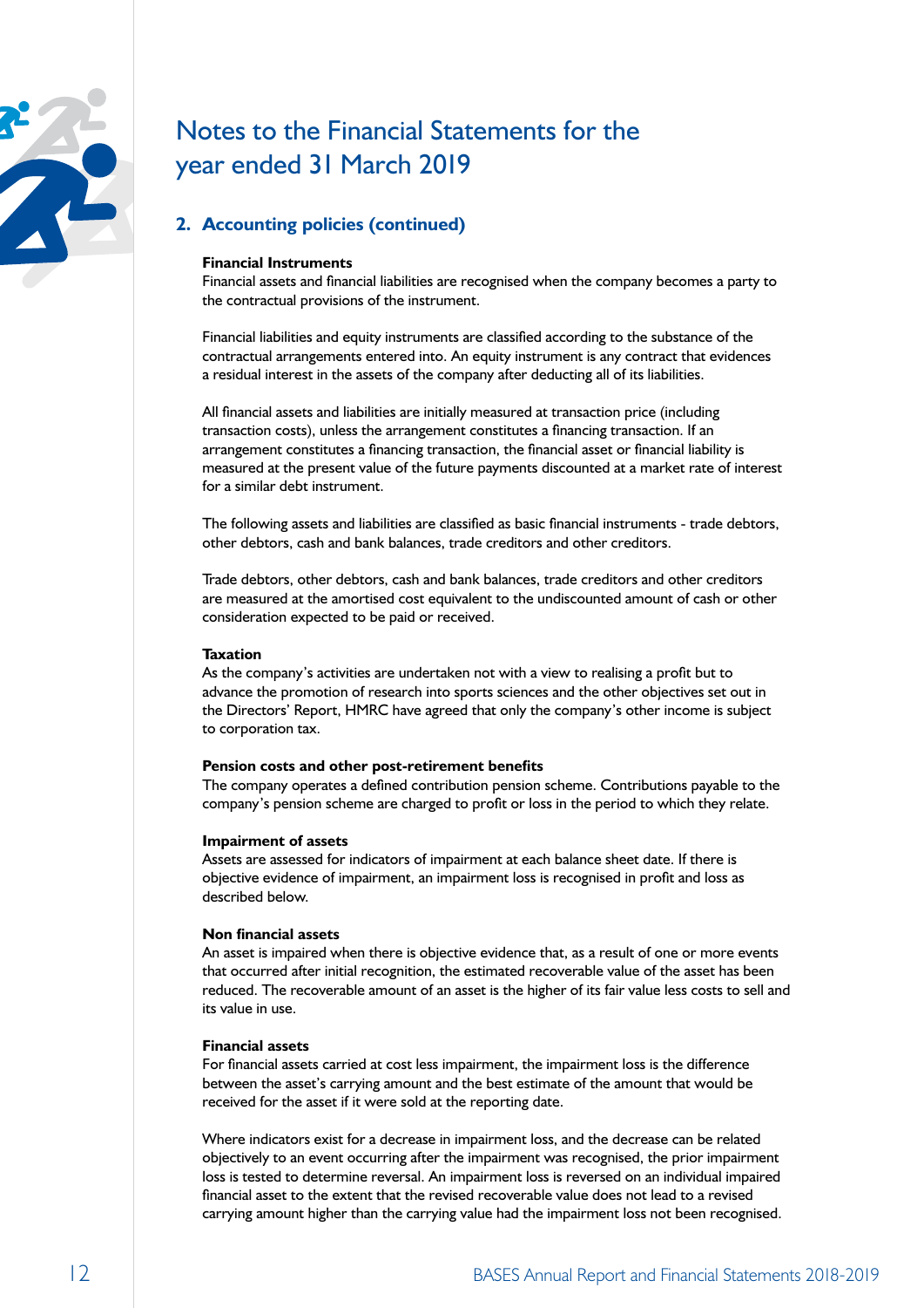# Notes to the Financial Statements for the year ended 31 March 2019

## 2. Accounting policies (continued)

**Financial Instruments**

Financial assets and financial liabilities are recognised when the company becomes a party to the contractual provisions of the instrument.

Financial liabilities and equity instruments are classified according to the substance of the contractual arrangements entered into. An equity instrument is any contract that evidences a residual interest in the assets of the company after deducting all of its liabilities.

All financial assets and liabilities are initially measured at transaction price (including transaction costs), unless the arrangement constitutes a financing transaction. If an arrangement constitutes a financing transaction, the financial asset or financial liability is measured at the present value of the future payments discounted at a market rate of interest for a similar debt instrument.

The following assets and liabilities are classified as basic financial instruments - trade debtors, other debtors, cash and bank balances, trade creditors and other creditors.

Trade debtors, other debtors, cash and bank balances, trade creditors and other creditors are measured at the amortised cost equivalent to the undiscounted amount of cash or other consideration expected to be paid or received.

**Taxation**

As the company's activities are undertaken not with a view to realising a profit but to advance the promotion of research into sports sciences and the other objectives set out in the Directors' Report, HMRC have agreed that only the company's other income is subject to corporation tax.

**Pension costs and other post-retirement benefits**

The company operates a defined contribution pension scheme. Contributions payable to the company's pension scheme are charged to profit or loss in the period to which they relate.

**Impairment of assets**

Assets are assessed for indicators of impairment at each balance sheet date. If there is objective evidence of impairment, an impairment loss is recognised in profit and loss as described below.

**Non financial assets**

An asset is impaired when there is objective evidence that, as a result of one or more events that occurred after initial recognition, the estimated recoverable value of the asset has been reduced. The recoverable amount of an asset is the higher of its fair value less costs to sell and its value in use.

**Financial assets**

For financial assets carried at cost less impairment, the impairment loss is the difference between the asset's carrying amount and the best estimate of the amount that would be received for the asset if it were sold at the reporting date.

Where indicators exist for a decrease in impairment loss, and the decrease can be related objectively to an event occurring after the impairment was recognised, the prior impairment loss is tested to determine reversal. An impairment loss is reversed on an individual impaired financial asset to the extent that the revised recoverable value does not lead to a revised carrying amount higher than the carrying value had the impairment loss not been recognised.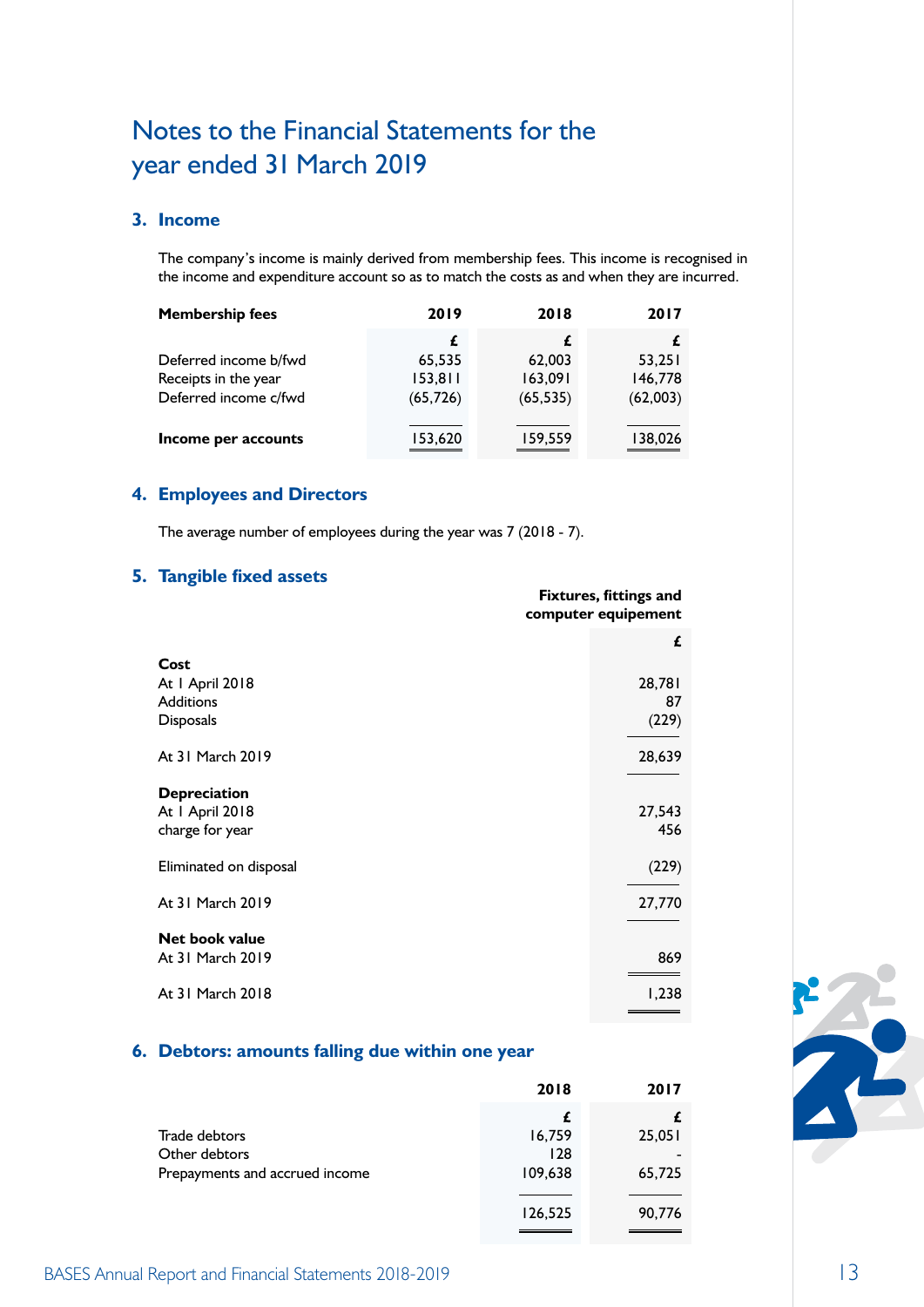# Notes to the Financial Statements for the year ended 31 March 2019

## 3. Income

The company's income is mainly derived from membership fees. This income is recognised in the income and expenditure account so as to match the costs as and when they are incurred.

| Membership fees | 2019 | 2018 | 2017 |
|---|---|---|---|
| | £ | £ | £ |
| Deferred income b/fwd | 65,535 | 62,003 | 53,251 |
| Receipts in the year | 153,811 | 163,091 | 146,778 |
| Deferred income c/fwd | (65,726) | (65,535) | (62,003) |
| **Income per accounts** | 153,620 | 159,559 | 138,026 |

## 4. Employees and Directors

The average number of employees during the year was 7 (2018 - 7).

## 5. Tangible fixed assets

| | Fixtures, fittings and computer equipement |
|---|---|
| | £ |
| **Cost** | |
| At 1 April 2018 | 28,781 |
| Additions | 87 |
| Disposals | (229) |
| At 31 March 2019 | 28,639 |
| **Depreciation** | |
| At 1 April 2018 | 27,543 |
| charge for year | 456 |
| Eliminated on disposal | (229) |
| At 31 March 2019 | 27,770 |
| **Net book value** | |
| At 31 March 2019 | 869 |
| At 31 March 2018 | 1,238 |

## 6. Debtors: amounts falling due within one year

| | 2018 | 2017 |
|---|---|---|
| | £ | £ |
| Trade debtors | 16,759 | 25,051 |
| Other debtors | 128 | - |
| Prepayments and accrued income | 109,638 | 65,725 |
| | 126,525 | 90,776 |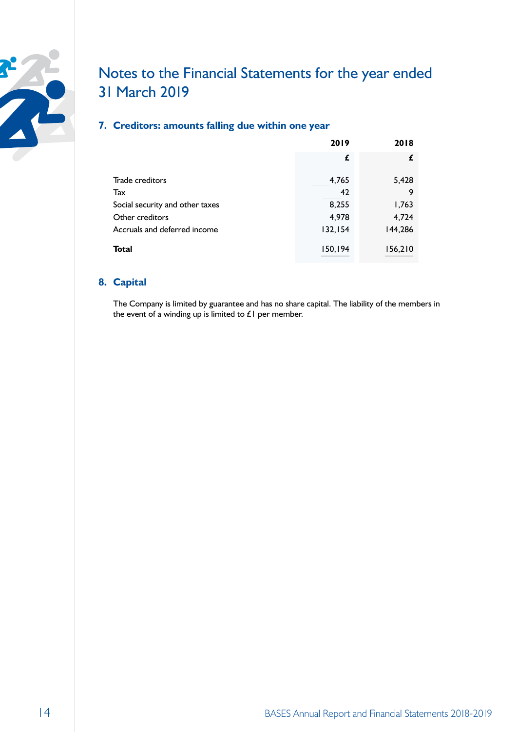# Notes to the Financial Statements for the year ended 31 March 2019

## 7. Creditors: amounts falling due within one year

| | 2019 | 2018 |
|---|---|---|
| | £ | £ |
| Trade creditors | 4,765 | 5,428 |
| Tax | 42 | 9 |
| Social security and other taxes | 8,255 | 1,763 |
| Other creditors | 4,978 | 4,724 |
| Accruals and deferred income | 132,154 | 144,286 |
| **Total** | 150,194 | 156,210 |

## 8. Capital

The Company is limited by guarantee and has no share capital. The liability of the members in the event of a winding up is limited to £1 per member.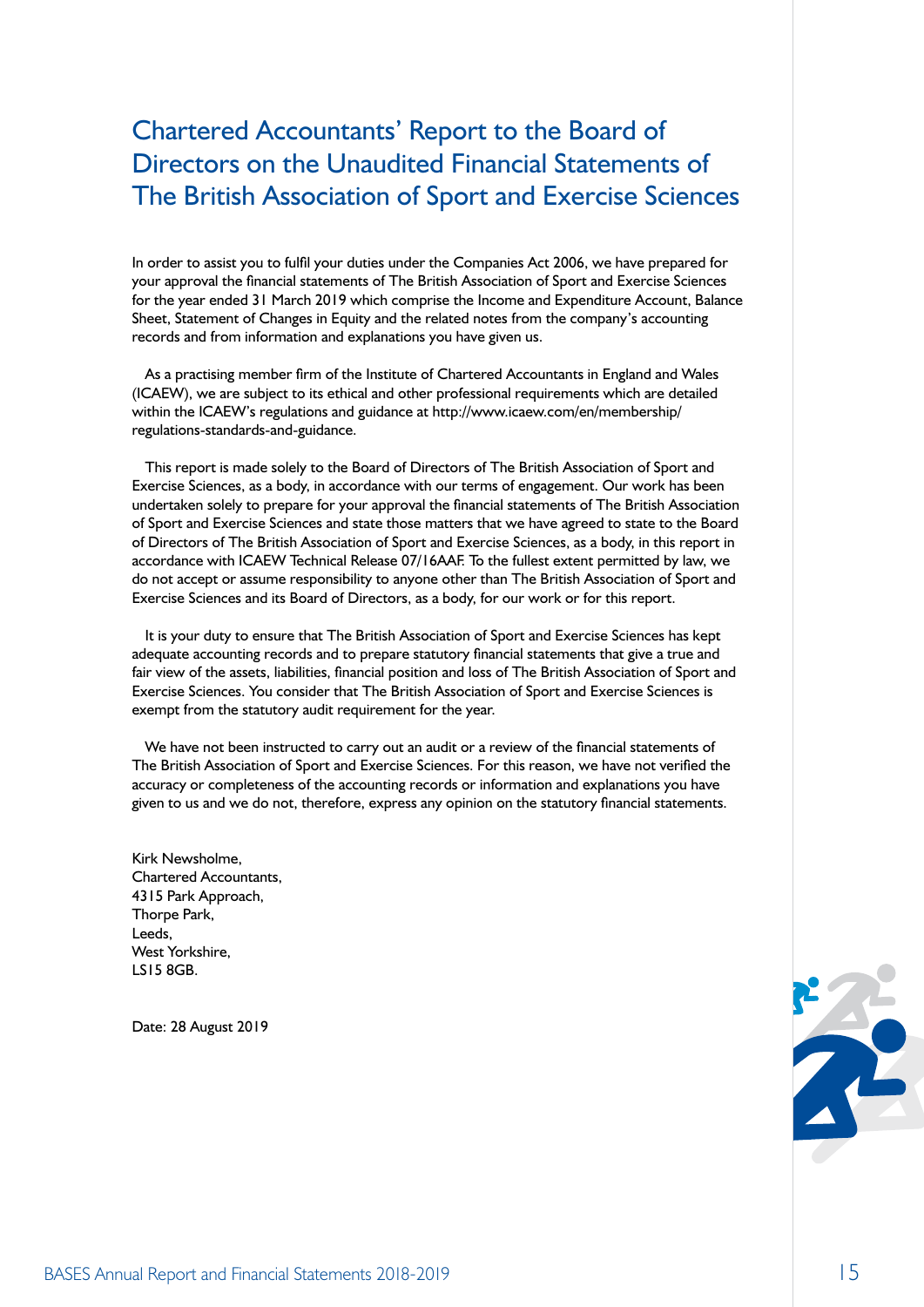# Chartered Accountants' Report to the Board of Directors on the Unaudited Financial Statements of The British Association of Sport and Exercise Sciences

In order to assist you to fulfil your duties under the Companies Act 2006, we have prepared for your approval the financial statements of The British Association of Sport and Exercise Sciences for the year ended 31 March 2019 which comprise the Income and Expenditure Account, Balance Sheet, Statement of Changes in Equity and the related notes from the company's accounting records and from information and explanations you have given us.

As a practising member firm of the Institute of Chartered Accountants in England and Wales (ICAEW), we are subject to its ethical and other professional requirements which are detailed within the ICAEW's regulations and guidance at http://www.icaew.com/en/membership/regulations-standards-and-guidance.

This report is made solely to the Board of Directors of The British Association of Sport and Exercise Sciences, as a body, in accordance with our terms of engagement. Our work has been undertaken solely to prepare for your approval the financial statements of The British Association of Sport and Exercise Sciences and state those matters that we have agreed to state to the Board of Directors of The British Association of Sport and Exercise Sciences, as a body, in this report in accordance with ICAEW Technical Release 07/16AAF. To the fullest extent permitted by law, we do not accept or assume responsibility to anyone other than The British Association of Sport and Exercise Sciences and its Board of Directors, as a body, for our work or for this report.

It is your duty to ensure that The British Association of Sport and Exercise Sciences has kept adequate accounting records and to prepare statutory financial statements that give a true and fair view of the assets, liabilities, financial position and loss of The British Association of Sport and Exercise Sciences. You consider that The British Association of Sport and Exercise Sciences is exempt from the statutory audit requirement for the year.

We have not been instructed to carry out an audit or a review of the financial statements of The British Association of Sport and Exercise Sciences. For this reason, we have not verified the accuracy or completeness of the accounting records or information and explanations you have given to us and we do not, therefore, express any opinion on the statutory financial statements.

Kirk Newsholme,
Chartered Accountants,
4315 Park Approach,
Thorpe Park,
Leeds,
West Yorkshire,
LS15 8GB.

Date: 28 August 2019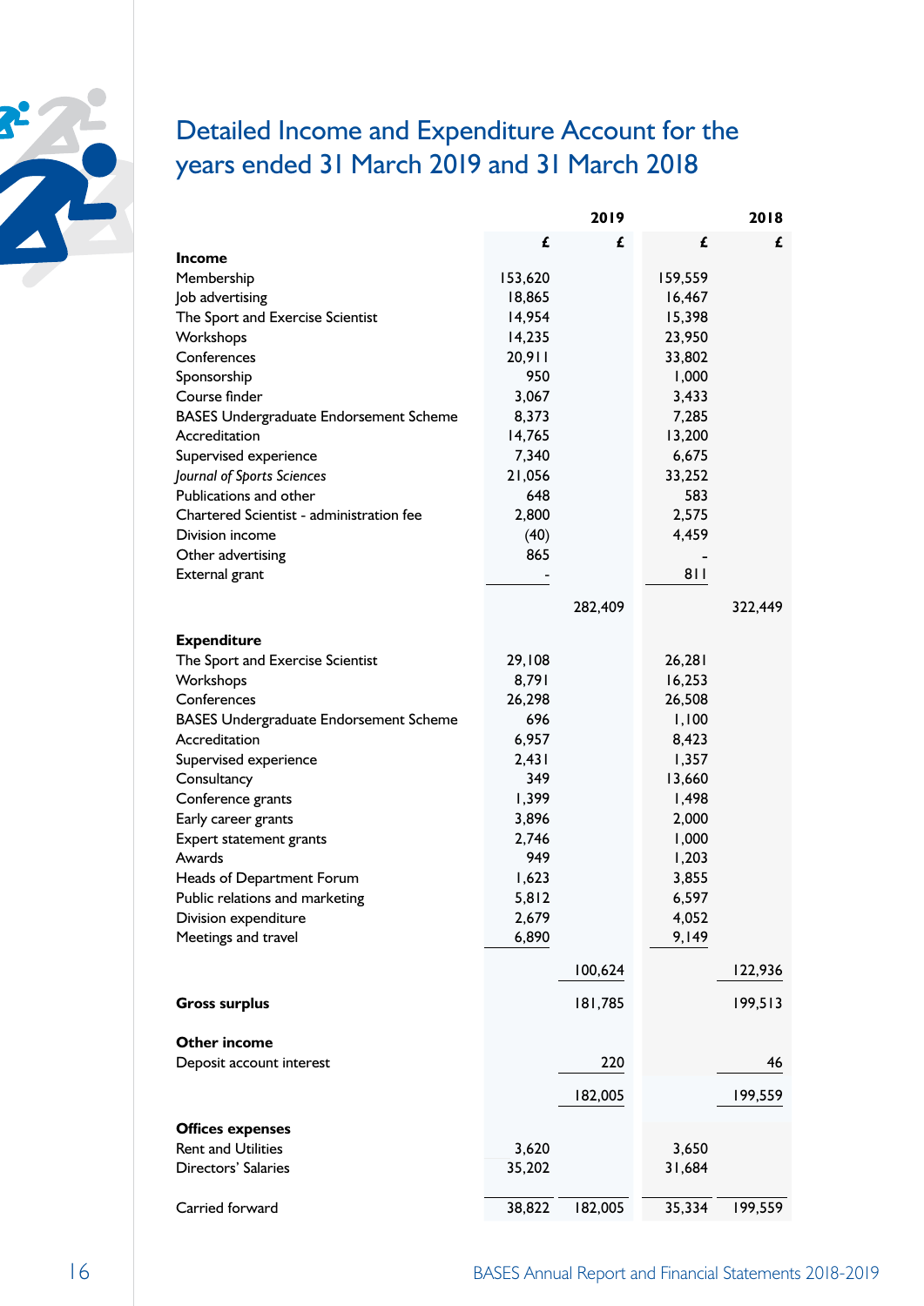# Detailed Income and Expenditure Account for the years ended 31 March 2019 and 31 March 2018

| | 2019 | | 2018 | |
|---|---|---|---|---|
| | £ | £ | £ | £ |
| **Income** | | | | |
| Membership | 153,620 | | 159,559 | |
| Job advertising | 18,865 | | 16,467 | |
| The Sport and Exercise Scientist | 14,954 | | 15,398 | |
| Workshops | 14,235 | | 23,950 | |
| Conferences | 20,911 | | 33,802 | |
| Sponsorship | 950 | | 1,000 | |
| Course finder | 3,067 | | 3,433 | |
| BASES Undergraduate Endorsement Scheme | 8,373 | | 7,285 | |
| Accreditation | 14,765 | | 13,200 | |
| Supervised experience | 7,340 | | 6,675 | |
| *Journal of Sports Sciences* | 21,056 | | 33,252 | |
| Publications and other | 648 | | 583 | |
| Chartered Scientist - administration fee | 2,800 | | 2,575 | |
| Division income | (40) | | 4,459 | |
| Other advertising | 865 | | - | |
| External grant | - | | 811 | |
| | | 282,409 | | 322,449 |
| **Expenditure** | | | | |
| The Sport and Exercise Scientist | 29,108 | | 26,281 | |
| Workshops | 8,791 | | 16,253 | |
| Conferences | 26,298 | | 26,508 | |
| BASES Undergraduate Endorsement Scheme | 696 | | 1,100 | |
| Accreditation | 6,957 | | 8,423 | |
| Supervised experience | 2,431 | | 1,357 | |
| Consultancy | 349 | | 13,660 | |
| Conference grants | 1,399 | | 1,498 | |
| Early career grants | 3,896 | | 2,000 | |
| Expert statement grants | 2,746 | | 1,000 | |
| Awards | 949 | | 1,203 | |
| Heads of Department Forum | 1,623 | | 3,855 | |
| Public relations and marketing | 5,812 | | 6,597 | |
| Division expenditure | 2,679 | | 4,052 | |
| Meetings and travel | 6,890 | | 9,149 | |
| | | 100,624 | | 122,936 |
| **Gross surplus** | | 181,785 | | 199,513 |
| **Other income** | | | | |
| Deposit account interest | | 220 | | 46 |
| | | 182,005 | | 199,559 |
| **Offices expenses** | | | | |
| Rent and Utilities | 3,620 | | 3,650 | |
| Directors' Salaries | 35,202 | | 31,684 | |
| Carried forward | 38,822 | 182,005 | 35,334 | 199,559 |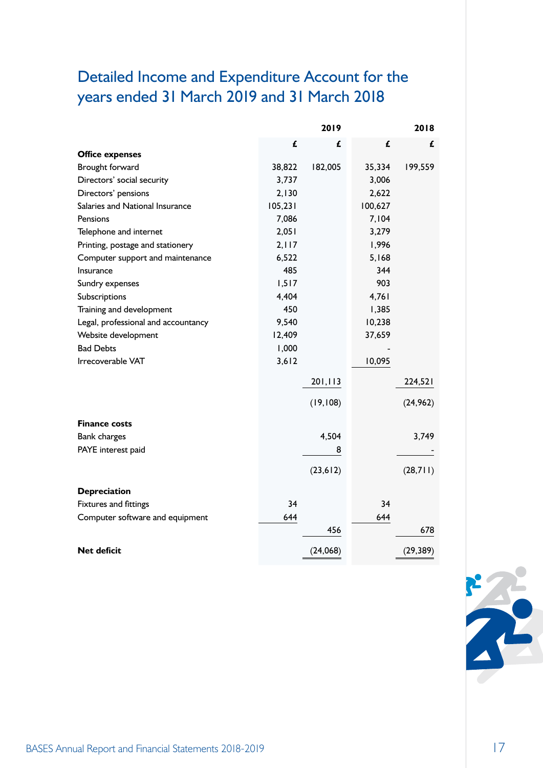# Detailed Income and Expenditure Account for the years ended 31 March 2019 and 31 March 2018

| | 2019 | | 2018 | |
|---|---|---|---|---|
| | £ | £ | £ | £ |
| **Office expenses** | | | | |
| Brought forward | 38,822 | 182,005 | 35,334 | 199,559 |
| Directors' social security | 3,737 | | 3,006 | |
| Directors' pensions | 2,130 | | 2,622 | |
| Salaries and National Insurance | 105,231 | | 100,627 | |
| Pensions | 7,086 | | 7,104 | |
| Telephone and internet | 2,051 | | 3,279 | |
| Printing, postage and stationery | 2,117 | | 1,996 | |
| Computer support and maintenance | 6,522 | | 5,168 | |
| Insurance | 485 | | 344 | |
| Sundry expenses | 1,517 | | 903 | |
| Subscriptions | 4,404 | | 4,761 | |
| Training and development | 450 | | 1,385 | |
| Legal, professional and accountancy | 9,540 | | 10,238 | |
| Website development | 12,409 | | 37,659 | |
| Bad Debts | 1,000 | | - | |
| Irrecoverable VAT | 3,612 | | 10,095 | |
| | | 201,113 | | 224,521 |
| | | (19,108) | | (24,962) |
| **Finance costs** | | | | |
| Bank charges | | 4,504 | | 3,749 |
| PAYE interest paid | | 8 | | - |
| | | (23,612) | | (28,711) |
| **Depreciation** | | | | |
| Fixtures and fittings | 34 | | 34 | |
| Computer software and equipment | 644 | | 644 | |
| | | 456 | | 678 |
| **Net deficit** | | (24,068) | | (29,389) |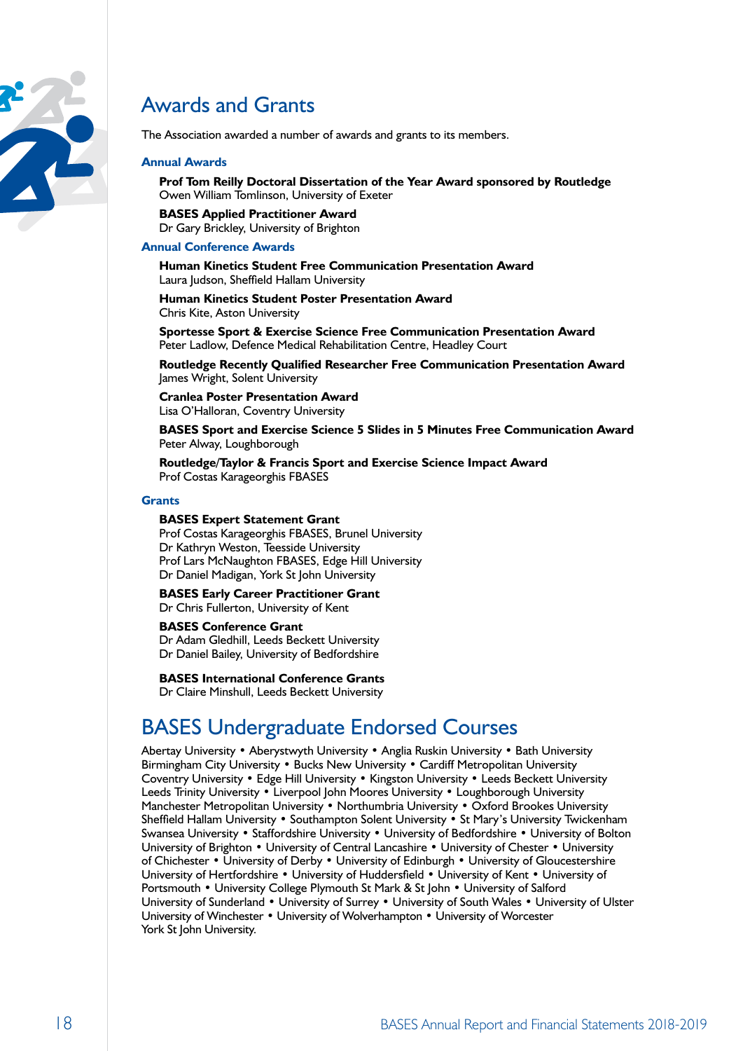# Awards and Grants

The Association awarded a number of awards and grants to its members.

### Annual Awards

**Prof Tom Reilly Doctoral Dissertation of the Year Award sponsored by Routledge**
Owen William Tomlinson, University of Exeter

**BASES Applied Practitioner Award**
Dr Gary Brickley, University of Brighton

### Annual Conference Awards

**Human Kinetics Student Free Communication Presentation Award**
Laura Judson, Sheffield Hallam University

**Human Kinetics Student Poster Presentation Award**
Chris Kite, Aston University

**Sportesse Sport & Exercise Science Free Communication Presentation Award**
Peter Ladlow, Defence Medical Rehabilitation Centre, Headley Court

**Routledge Recently Qualified Researcher Free Communication Presentation Award**
James Wright, Solent University

**Cranlea Poster Presentation Award**
Lisa O'Halloran, Coventry University

**BASES Sport and Exercise Science 5 Slides in 5 Minutes Free Communication Award**
Peter Alway, Loughborough

**Routledge/Taylor & Francis Sport and Exercise Science Impact Award**
Prof Costas Karageorghis FBASES

### Grants

**BASES Expert Statement Grant**
Prof Costas Karageorghis FBASES, Brunel University
Dr Kathryn Weston, Teesside University
Prof Lars McNaughton FBASES, Edge Hill University
Dr Daniel Madigan, York St John University

**BASES Early Career Practitioner Grant**
Dr Chris Fullerton, University of Kent

**BASES Conference Grant**
Dr Adam Gledhill, Leeds Beckett University
Dr Daniel Bailey, University of Bedfordshire

**BASES International Conference Grants**
Dr Claire Minshull, Leeds Beckett University

# BASES Undergraduate Endorsed Courses

Abertay University • Aberystwyth University • Anglia Ruskin University • Bath University • Birmingham City University • Bucks New University • Cardiff Metropolitan University • Coventry University • Edge Hill University • Kingston University • Leeds Beckett University • Leeds Trinity University • Liverpool John Moores University • Loughborough University • Manchester Metropolitan University • Northumbria University • Oxford Brookes University • Sheffield Hallam University • Southampton Solent University • St Mary's University Twickenham • Swansea University • Staffordshire University • University of Bedfordshire • University of Bolton • University of Brighton • University of Central Lancashire • University of Chester • University of Chichester • University of Derby • University of Edinburgh • University of Gloucestershire • University of Hertfordshire • University of Huddersfield • University of Kent • University of Portsmouth • University College Plymouth St Mark & St John • University of Salford • University of Sunderland • University of Surrey • University of South Wales • University of Ulster • University of Winchester • University of Wolverhampton • University of Worcester • York St John University.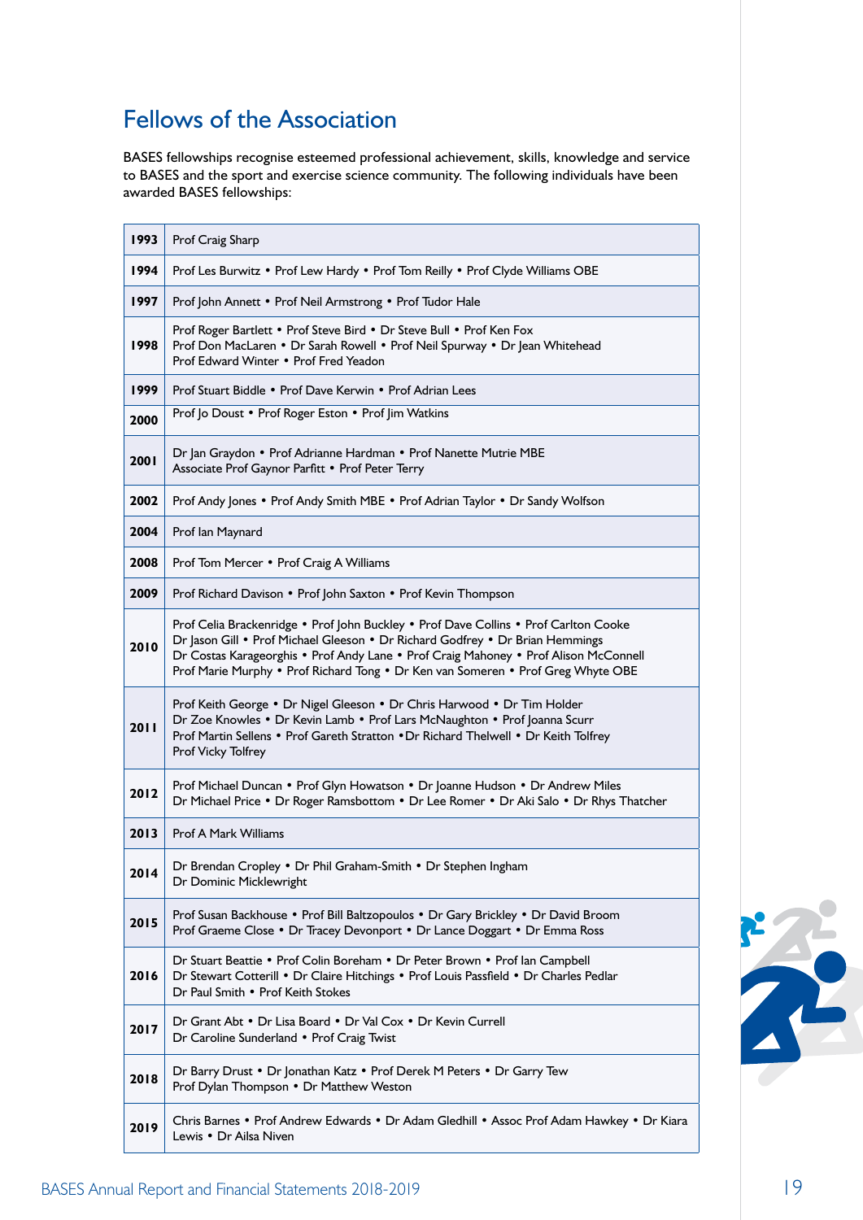## Fellows of the Association

BASES fellowships recognise esteemed professional achievement, skills, knowledge and service to BASES and the sport and exercise science community. The following individuals have been awarded BASES fellowships:

| Year | Fellows |
|---|---|
| 1993 | Prof Craig Sharp |
| 1994 | Prof Les Burwitz • Prof Lew Hardy • Prof Tom Reilly • Prof Clyde Williams OBE |
| 1997 | Prof John Annett • Prof Neil Armstrong • Prof Tudor Hale |
| 1998 | Prof Roger Bartlett • Prof Steve Bird • Dr Steve Bull • Prof Ken Fox Prof Don MacLaren • Dr Sarah Rowell • Prof Neil Spurway • Dr Jean Whitehead Prof Edward Winter • Prof Fred Yeadon |
| 1999 | Prof Stuart Biddle • Prof Dave Kerwin • Prof Adrian Lees |
| 2000 | Prof Jo Doust • Prof Roger Eston • Prof Jim Watkins |
| 2001 | Dr Jan Graydon • Prof Adrianne Hardman • Prof Nanette Mutrie MBE Associate Prof Gaynor Parfitt • Prof Peter Terry |
| 2002 | Prof Andy Jones • Prof Andy Smith MBE • Prof Adrian Taylor • Dr Sandy Wolfson |
| 2004 | Prof Ian Maynard |
| 2008 | Prof Tom Mercer • Prof Craig A Williams |
| 2009 | Prof Richard Davison • Prof John Saxton • Prof Kevin Thompson |
| 2010 | Prof Celia Brackenridge • Prof John Buckley • Prof Dave Collins • Prof Carlton Cooke Dr Jason Gill • Prof Michael Gleeson • Dr Richard Godfrey • Dr Brian Hemmings Dr Costas Karageorghis • Prof Andy Lane • Prof Craig Mahoney • Prof Alison McConnell Prof Marie Murphy • Prof Richard Tong • Dr Ken van Someren • Prof Greg Whyte OBE |
| 2011 | Prof Keith George • Dr Nigel Gleeson • Dr Chris Harwood • Dr Tim Holder Dr Zoe Knowles • Dr Kevin Lamb • Prof Lars McNaughton • Prof Joanna Scurr Prof Martin Sellens • Prof Gareth Stratton •Dr Richard Thelwell • Dr Keith Tolfrey Prof Vicky Tolfrey |
| 2012 | Prof Michael Duncan • Prof Glyn Howatson • Dr Joanne Hudson • Dr Andrew Miles Dr Michael Price • Dr Roger Ramsbottom • Dr Lee Romer • Dr Aki Salo • Dr Rhys Thatcher |
| 2013 | Prof A Mark Williams |
| 2014 | Dr Brendan Cropley • Dr Phil Graham-Smith • Dr Stephen Ingham Dr Dominic Micklewright |
| 2015 | Prof Susan Backhouse • Prof Bill Baltzopoulos • Dr Gary Brickley • Dr David Broom Prof Graeme Close • Dr Tracey Devonport • Dr Lance Doggart • Dr Emma Ross |
| 2016 | Dr Stuart Beattie • Prof Colin Boreham • Dr Peter Brown • Prof Ian Campbell Dr Stewart Cotterill • Dr Claire Hitchings • Prof Louis Passfield • Dr Charles Pedlar Dr Paul Smith • Prof Keith Stokes |
| 2017 | Dr Grant Abt • Dr Lisa Board • Dr Val Cox • Dr Kevin Currell Dr Caroline Sunderland • Prof Craig Twist |
| 2018 | Dr Barry Drust • Dr Jonathan Katz • Prof Derek M Peters • Dr Garry Tew Prof Dylan Thompson • Dr Matthew Weston |
| 2019 | Chris Barnes • Prof Andrew Edwards • Dr Adam Gledhill • Assoc Prof Adam Hawkey • Dr Kiara Lewis • Dr Ailsa Niven |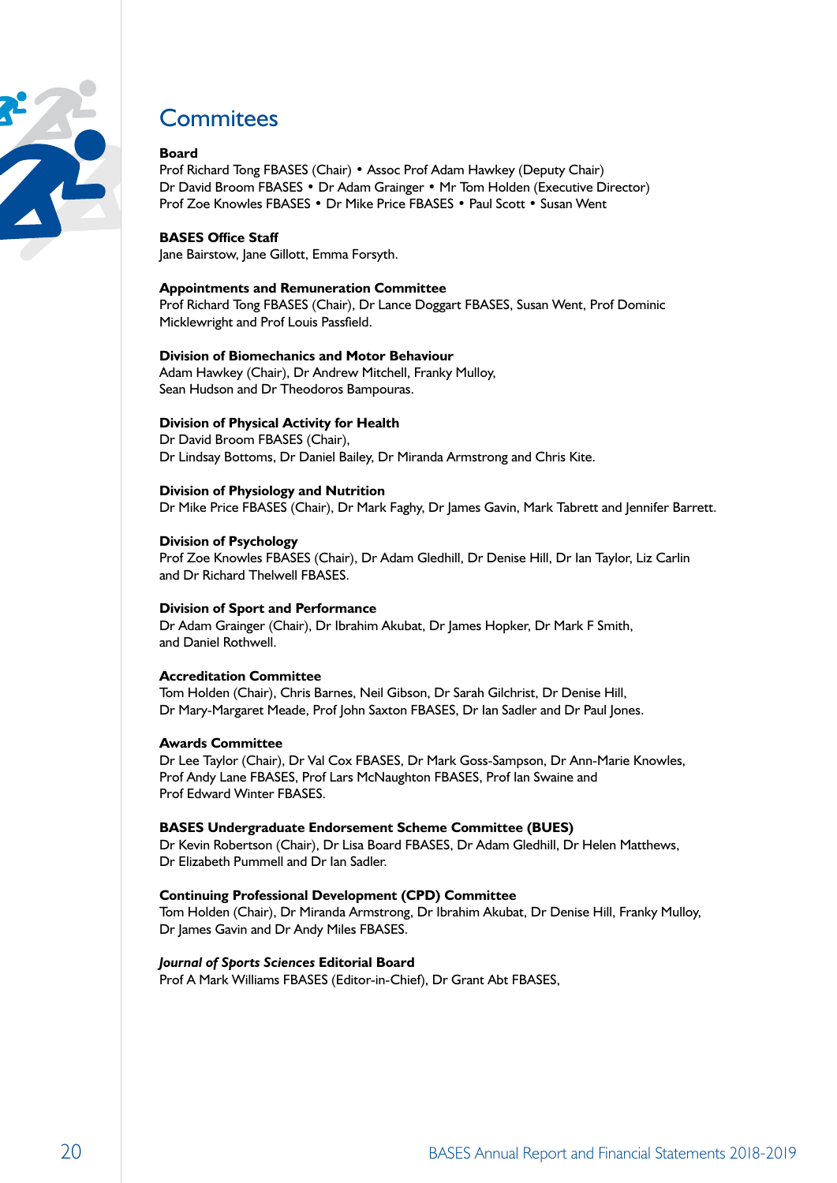# Commitees

**Board**
Prof Richard Tong FBASES (Chair) • Assoc Prof Adam Hawkey (Deputy Chair)
Dr David Broom FBASES • Dr Adam Grainger • Mr Tom Holden (Executive Director)
Prof Zoe Knowles FBASES • Dr Mike Price FBASES • Paul Scott • Susan Went

**BASES Office Staff**
Jane Bairstow, Jane Gillott, Emma Forsyth.

**Appointments and Remuneration Committee**
Prof Richard Tong FBASES (Chair), Dr Lance Doggart FBASES, Susan Went, Prof Dominic Micklewright and Prof Louis Passfield.

**Division of Biomechanics and Motor Behaviour**
Adam Hawkey (Chair), Dr Andrew Mitchell, Franky Mulloy,
Sean Hudson and Dr Theodoros Bampouras.

**Division of Physical Activity for Health**
Dr David Broom FBASES (Chair),
Dr Lindsay Bottoms, Dr Daniel Bailey, Dr Miranda Armstrong and Chris Kite.

**Division of Physiology and Nutrition**
Dr Mike Price FBASES (Chair), Dr Mark Faghy, Dr James Gavin, Mark Tabrett and Jennifer Barrett.

**Division of Psychology**
Prof Zoe Knowles FBASES (Chair), Dr Adam Gledhill, Dr Denise Hill, Dr Ian Taylor, Liz Carlin and Dr Richard Thelwell FBASES.

**Division of Sport and Performance**
Dr Adam Grainger (Chair), Dr Ibrahim Akubat, Dr James Hopker, Dr Mark F Smith,
and Daniel Rothwell.

**Accreditation Committee**
Tom Holden (Chair), Chris Barnes, Neil Gibson, Dr Sarah Gilchrist, Dr Denise Hill,
Dr Mary-Margaret Meade, Prof John Saxton FBASES, Dr Ian Sadler and Dr Paul Jones.

**Awards Committee**
Dr Lee Taylor (Chair), Dr Val Cox FBASES, Dr Mark Goss-Sampson, Dr Ann-Marie Knowles,
Prof Andy Lane FBASES, Prof Lars McNaughton FBASES, Prof Ian Swaine and
Prof Edward Winter FBASES.

**BASES Undergraduate Endorsement Scheme Committee (BUES)**
Dr Kevin Robertson (Chair), Dr Lisa Board FBASES, Dr Adam Gledhill, Dr Helen Matthews,
Dr Elizabeth Pummell and Dr Ian Sadler.

**Continuing Professional Development (CPD) Committee**
Tom Holden (Chair), Dr Miranda Armstrong, Dr Ibrahim Akubat, Dr Denise Hill, Franky Mulloy,
Dr James Gavin and Dr Andy Miles FBASES.

***Journal of Sports Sciences* Editorial Board**
Prof A Mark Williams FBASES (Editor-in-Chief), Dr Grant Abt FBASES,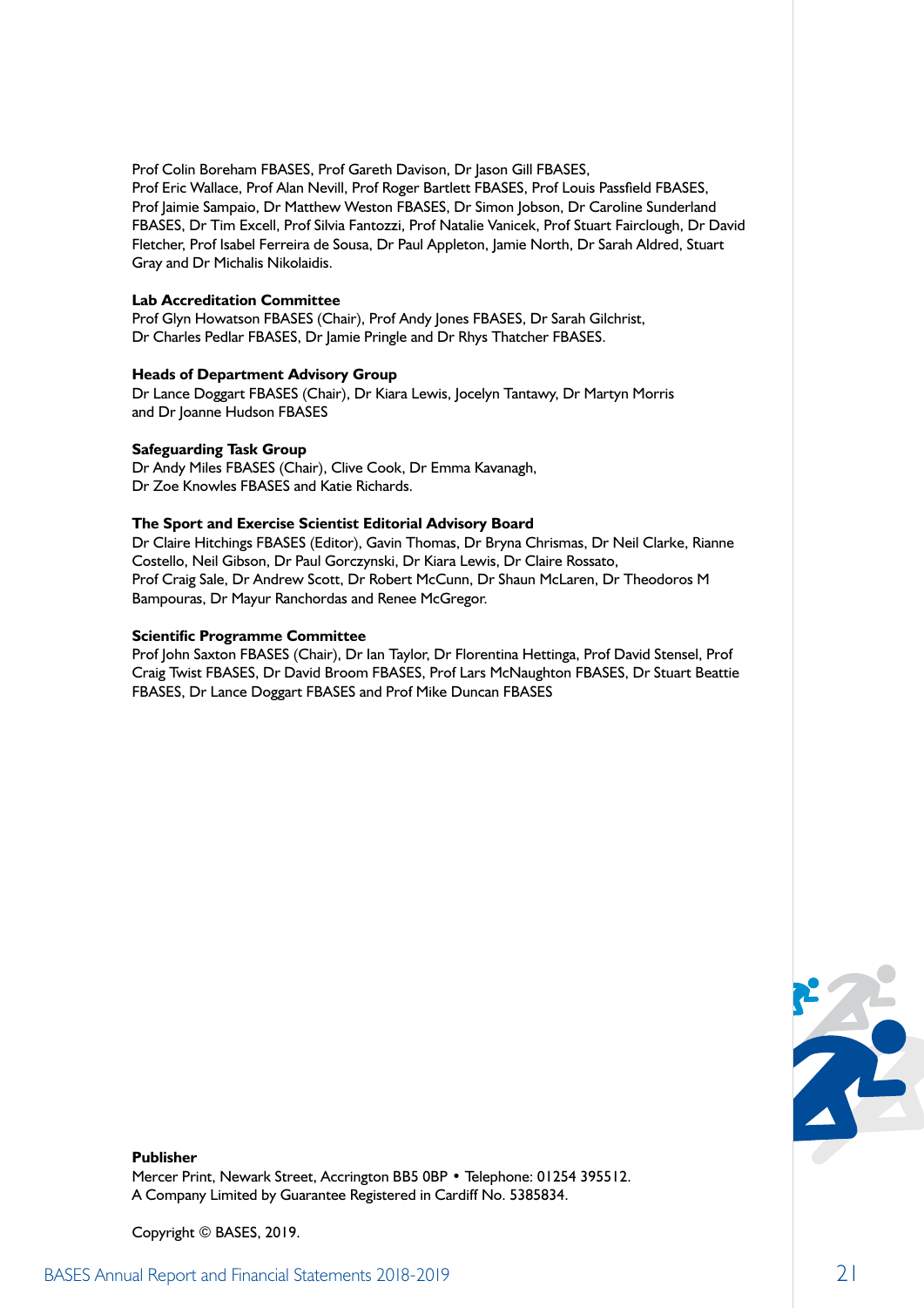Prof Colin Boreham FBASES, Prof Gareth Davison, Dr Jason Gill FBASES, Prof Eric Wallace, Prof Alan Nevill, Prof Roger Bartlett FBASES, Prof Louis Passfield FBASES, Prof Jaimie Sampaio, Dr Matthew Weston FBASES, Dr Simon Jobson, Dr Caroline Sunderland FBASES, Dr Tim Excell, Prof Silvia Fantozzi, Prof Natalie Vanicek, Prof Stuart Fairclough, Dr David Fletcher, Prof Isabel Ferreira de Sousa, Dr Paul Appleton, Jamie North, Dr Sarah Aldred, Stuart Gray and Dr Michalis Nikolaidis.

**Lab Accreditation Committee**
Prof Glyn Howatson FBASES (Chair), Prof Andy Jones FBASES, Dr Sarah Gilchrist, Dr Charles Pedlar FBASES, Dr Jamie Pringle and Dr Rhys Thatcher FBASES.

**Heads of Department Advisory Group**
Dr Lance Doggart FBASES (Chair), Dr Kiara Lewis, Jocelyn Tantawy, Dr Martyn Morris and Dr Joanne Hudson FBASES

**Safeguarding Task Group**
Dr Andy Miles FBASES (Chair), Clive Cook, Dr Emma Kavanagh, Dr Zoe Knowles FBASES and Katie Richards.

**The Sport and Exercise Scientist Editorial Advisory Board**
Dr Claire Hitchings FBASES (Editor), Gavin Thomas, Dr Bryna Chrismas, Dr Neil Clarke, Rianne Costello, Neil Gibson, Dr Paul Gorczynski, Dr Kiara Lewis, Dr Claire Rossato, Prof Craig Sale, Dr Andrew Scott, Dr Robert McCunn, Dr Shaun McLaren, Dr Theodoros M Bampouras, Dr Mayur Ranchordas and Renee McGregor.

**Scientific Programme Committee**
Prof John Saxton FBASES (Chair), Dr Ian Taylor, Dr Florentina Hettinga, Prof David Stensel, Prof Craig Twist FBASES, Dr David Broom FBASES, Prof Lars McNaughton FBASES, Dr Stuart Beattie FBASES, Dr Lance Doggart FBASES and Prof Mike Duncan FBASES

**Publisher**
Mercer Print, Newark Street, Accrington BB5 0BP • Telephone: 01254 395512.
A Company Limited by Guarantee Registered in Cardiff No. 5385834.

Copyright © BASES, 2019.